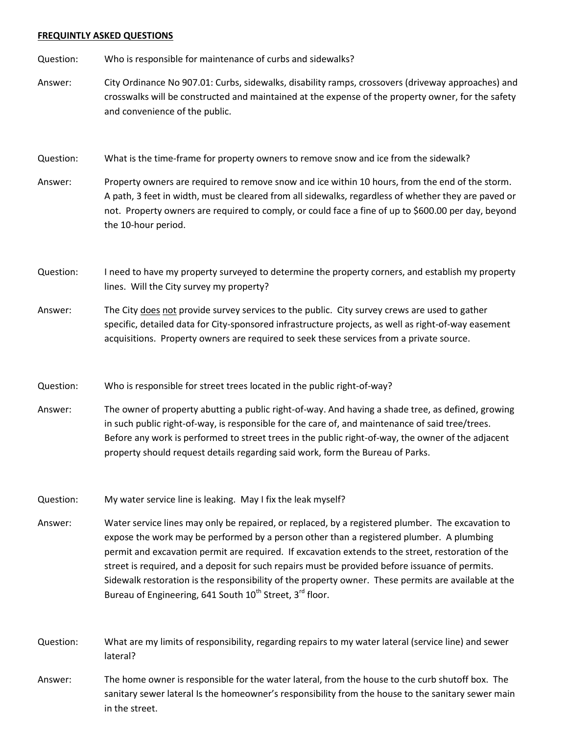**FREQUINTLY ASKED QUESTIONS**

Question: Who is responsible for maintenance of curbs and sidewalks?

Answer: City Ordinance No 907.01: Curbs, sidewalks, disability ramps, crossovers (driveway approaches) and crosswalks will be constructed and maintained at the expense of the property owner, for the safety and convenience of the public.

Question: What is the time-frame for property owners to remove snow and ice from the sidewalk?

Answer: Property owners are required to remove snow and ice within 10 hours, from the end of the storm. A path, 3 feet in width, must be cleared from all sidewalks, regardless of whether they are paved or not. Property owners are required to comply, or could face a fine of up to $600.00 per day, beyond the 10-hour period.

Question: I need to have my property surveyed to determine the property corners, and establish my property lines. Will the City survey my property?

Answer: The City <u>does not</u> provide survey services to the public. City survey crews are used to gather specific, detailed data for City-sponsored infrastructure projects, as well as right-of-way easement acquisitions. Property owners are required to seek these services from a private source.

Question: Who is responsible for street trees located in the public right-of-way?

Answer: The owner of property abutting a public right-of-way. And having a shade tree, as defined, growing in such public right-of-way, is responsible for the care of, and maintenance of said tree/trees. Before any work is performed to street trees in the public right-of-way, the owner of the adjacent property should request details regarding said work, form the Bureau of Parks.

Question: My water service line is leaking. May I fix the leak myself?

Answer: Water service lines may only be repaired, or replaced, by a registered plumber. The excavation to expose the work may be performed by a person other than a registered plumber. A plumbing permit and excavation permit are required. If excavation extends to the street, restoration of the street is required, and a deposit for such repairs must be provided before issuance of permits. Sidewalk restoration is the responsibility of the property owner. These permits are available at the Bureau of Engineering, 641 South 10th Street, 3rd floor.

Question: What are my limits of responsibility, regarding repairs to my water lateral (service line) and sewer lateral?

Answer: The home owner is responsible for the water lateral, from the house to the curb shutoff box. The sanitary sewer lateral Is the homeowner's responsibility from the house to the sanitary sewer main in the street.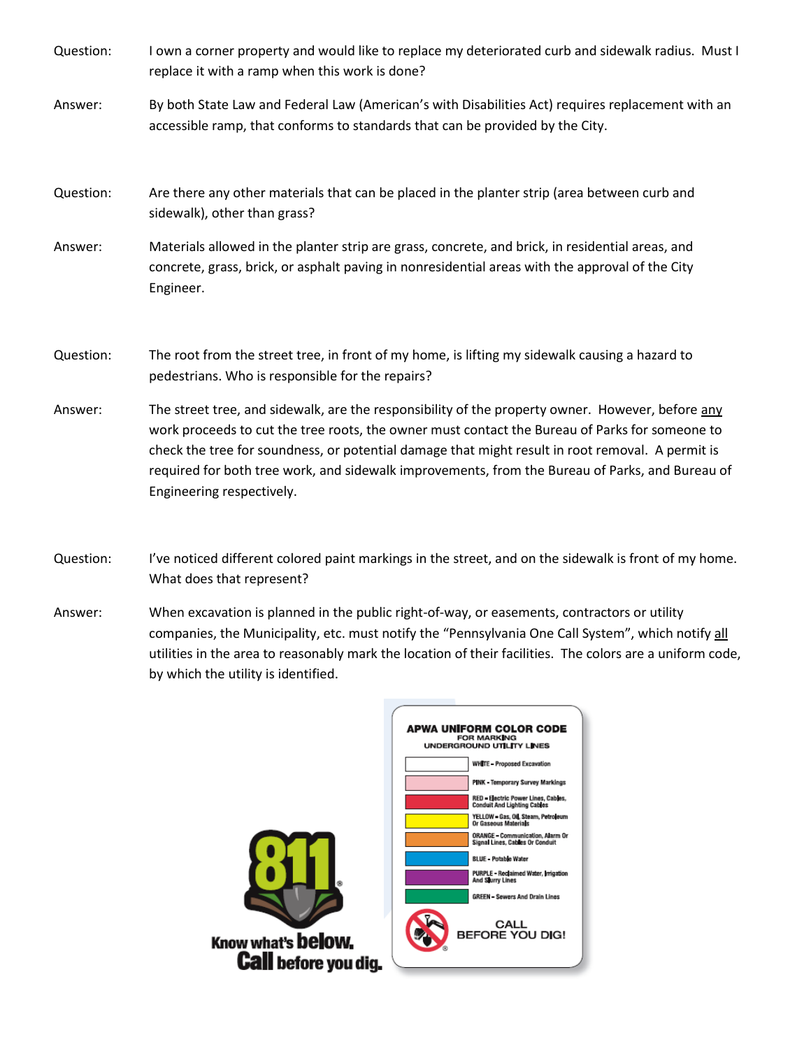**Question:** I own a corner property and would like to replace my deteriorated curb and sidewalk radius. Must I replace it with a ramp when this work is done?

**Answer:** By both State Law and Federal Law (American's with Disabilities Act) requires replacement with an accessible ramp, that conforms to standards that can be provided by the City.

**Question:** Are there any other materials that can be placed in the planter strip (area between curb and sidewalk), other than grass?

**Answer:** Materials allowed in the planter strip are grass, concrete, and brick, in residential areas, and concrete, grass, brick, or asphalt paving in nonresidential areas with the approval of the City Engineer.

**Question:** The root from the street tree, in front of my home, is lifting my sidewalk causing a hazard to pedestrians. Who is responsible for the repairs?

**Answer:** The street tree, and sidewalk, are the responsibility of the property owner. However, before <u>any</u> work proceeds to cut the tree roots, the owner must contact the Bureau of Parks for someone to check the tree for soundness, or potential damage that might result in root removal. A permit is required for both tree work, and sidewalk improvements, from the Bureau of Parks, and Bureau of Engineering respectively.

**Question:** I've noticed different colored paint markings in the street, and on the sidewalk is front of my home. What does that represent?

**Answer:** When excavation is planned in the public right-of-way, or easements, contractors or utility companies, the Municipality, etc. must notify the "Pennsylvania One Call System", which notify <u>all</u> utilities in the area to reasonably mark the location of their facilities. The colors are a uniform code, by which the utility is identified.

811
Know what's below.
Call before you dig.

APWA UNIFORM COLOR CODE
FOR MARKING
UNDERGROUND UTILITY LINES

WHITE - Proposed Excavation
PINK - Temporary Survey Markings
RED - Electric Power Lines, Cables, Conduit And Lighting Cables
YELLOW - Gas, Oil, Steam, Petroleum Or Gaseous Materials
ORANGE - Communication, Alarm Or Signal Lines, Cables Or Conduit
BLUE - Potable Water
PURPLE - Reclaimed Water, Irrigation And Slurry Lines
GREEN - Sewers And Drain Lines

CALL
BEFORE YOU DIG!